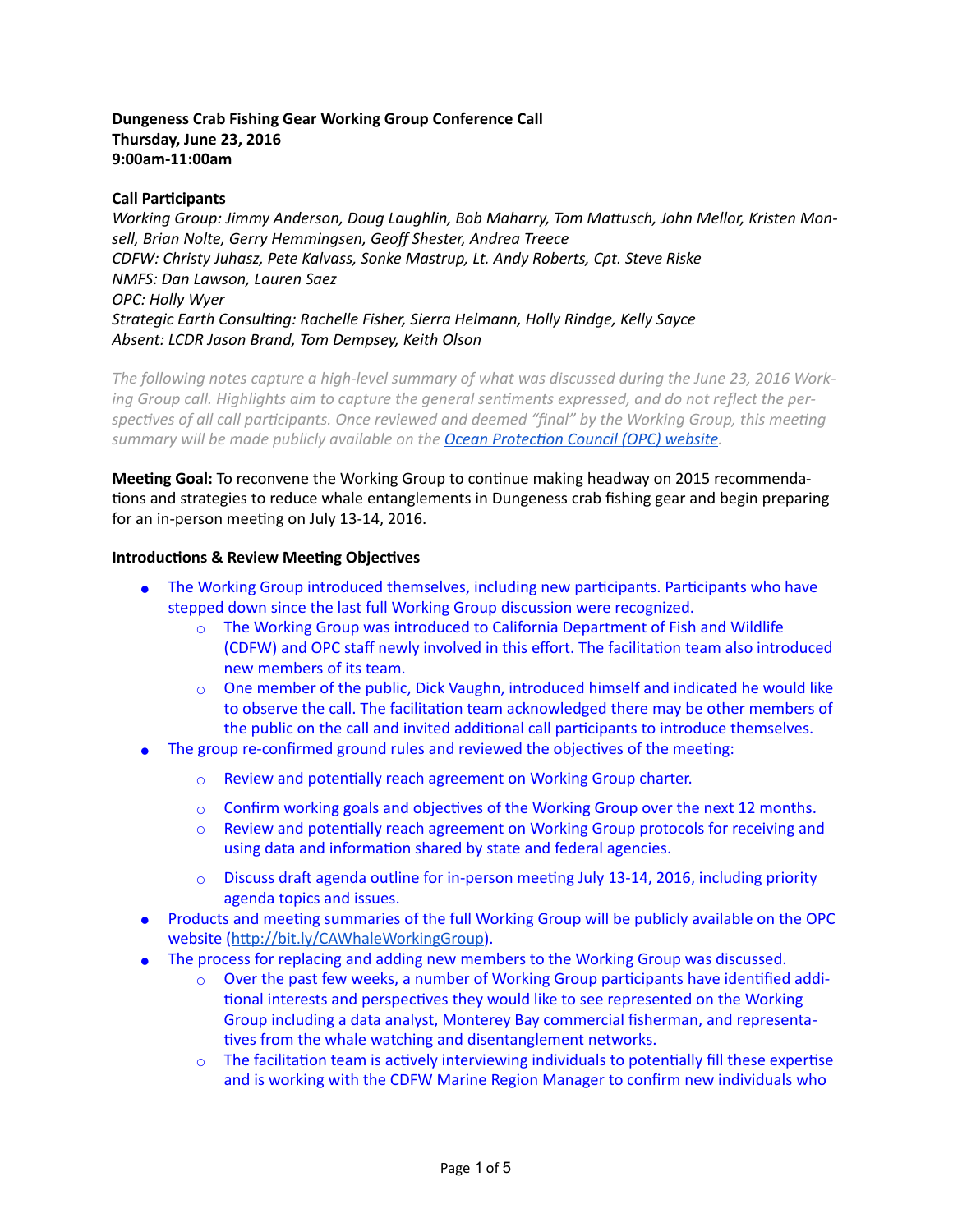**Dungeness Crab Fishing Gear Working Group Conference Call**
**Thursday, June 23, 2016**
**9:00am-11:00am**

**Call Participants**

*Working Group: Jimmy Anderson, Doug Laughlin, Bob Maharry, Tom Mattusch, John Mellor, Kristen Monsell, Brian Nolte, Gerry Hemmingsen, Geoff Shester, Andrea Treece*
*CDFW: Christy Juhasz, Pete Kalvass, Sonke Mastrup, Lt. Andy Roberts, Cpt. Steve Riske*
*NMFS: Dan Lawson, Lauren Saez*
*OPC: Holly Wyer*
*Strategic Earth Consulting: Rachelle Fisher, Sierra Helmann, Holly Rindge, Kelly Sayce*
*Absent: LCDR Jason Brand, Tom Dempsey, Keith Olson*

*The following notes capture a high-level summary of what was discussed during the June 23, 2016 Working Group call. Highlights aim to capture the general sentiments expressed, and do not reflect the perspectives of all call participants. Once reviewed and deemed "final" by the Working Group, this meeting summary will be made publicly available on the [Ocean Protection Council (OPC) website](http://bit.ly/CAWhaleWorkingGroup).*

**Meeting Goal:** To reconvene the Working Group to continue making headway on 2015 recommendations and strategies to reduce whale entanglements in Dungeness crab fishing gear and begin preparing for an in-person meeting on July 13-14, 2016.

**Introductions & Review Meeting Objectives**

- The Working Group introduced themselves, including new participants. Participants who have stepped down since the last full Working Group discussion were recognized.
  - The Working Group was introduced to California Department of Fish and Wildlife (CDFW) and OPC staff newly involved in this effort. The facilitation team also introduced new members of its team.
  - One member of the public, Dick Vaughn, introduced himself and indicated he would like to observe the call. The facilitation team acknowledged there may be other members of the public on the call and invited additional call participants to introduce themselves.
- The group re-confirmed ground rules and reviewed the objectives of the meeting:
  - Review and potentially reach agreement on Working Group charter.
  - Confirm working goals and objectives of the Working Group over the next 12 months.
  - Review and potentially reach agreement on Working Group protocols for receiving and using data and information shared by state and federal agencies.
  - Discuss draft agenda outline for in-person meeting July 13-14, 2016, including priority agenda topics and issues.
- Products and meeting summaries of the full Working Group will be publicly available on the OPC website (http://bit.ly/CAWhaleWorkingGroup).
- The process for replacing and adding new members to the Working Group was discussed.
  - Over the past few weeks, a number of Working Group participants have identified additional interests and perspectives they would like to see represented on the Working Group including a data analyst, Monterey Bay commercial fisherman, and representatives from the whale watching and disentanglement networks.
  - The facilitation team is actively interviewing individuals to potentially fill these expertise and is working with the CDFW Marine Region Manager to confirm new individuals who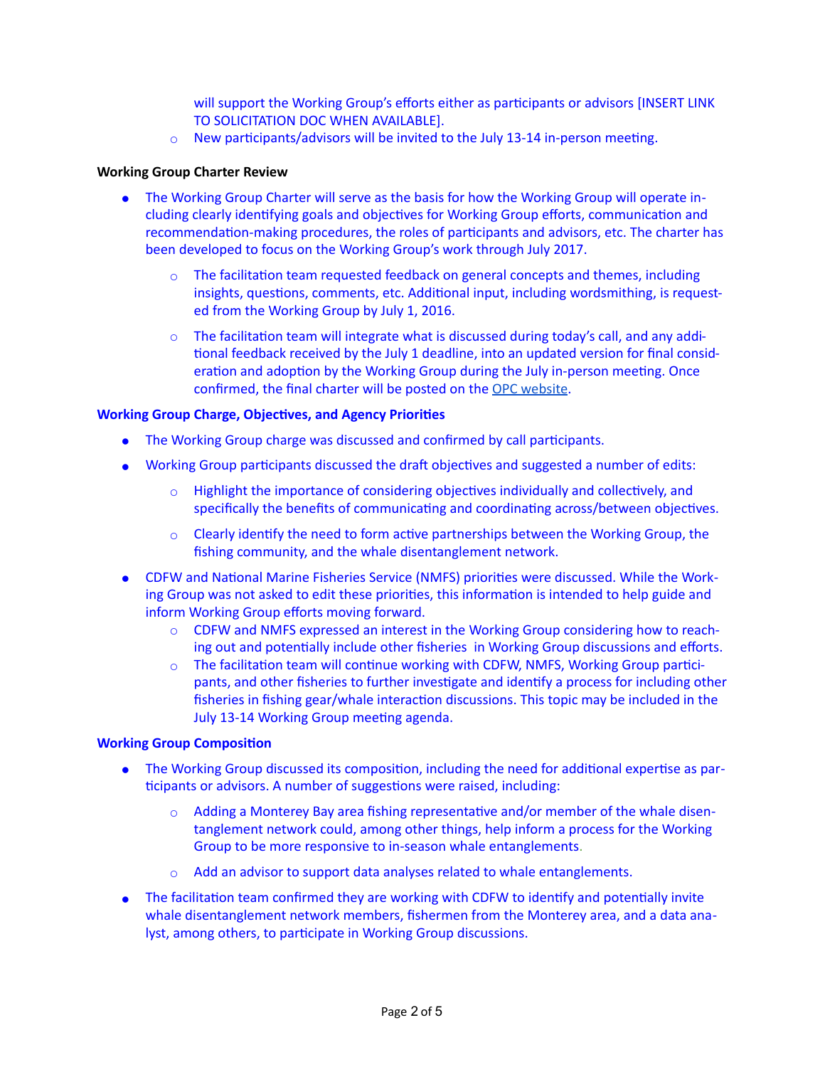- will support the Working Group's efforts either as participants or advisors [INSERT LINK TO SOLICITATION DOC WHEN AVAILABLE].
  - New participants/advisors will be invited to the July 13-14 in-person meeting.

**Working Group Charter Review**

- The Working Group Charter will serve as the basis for how the Working Group will operate including clearly identifying goals and objectives for Working Group efforts, communication and recommendation-making procedures, the roles of participants and advisors, etc. The charter has been developed to focus on the Working Group's work through July 2017.
  - The facilitation team requested feedback on general concepts and themes, including insights, questions, comments, etc. Additional input, including wordsmithing, is requested from the Working Group by July 1, 2016.
  - The facilitation team will integrate what is discussed during today's call, and any additional feedback received by the July 1 deadline, into an updated version for final consideration and adoption by the Working Group during the July in-person meeting. Once confirmed, the final charter will be posted on the OPC website.

**Working Group Charge, Objectives, and Agency Priorities**

- The Working Group charge was discussed and confirmed by call participants.
- Working Group participants discussed the draft objectives and suggested a number of edits:
  - Highlight the importance of considering objectives individually and collectively, and specifically the benefits of communicating and coordinating across/between objectives.
  - Clearly identify the need to form active partnerships between the Working Group, the fishing community, and the whale disentanglement network.
- CDFW and National Marine Fisheries Service (NMFS) priorities were discussed. While the Working Group was not asked to edit these priorities, this information is intended to help guide and inform Working Group efforts moving forward.
  - CDFW and NMFS expressed an interest in the Working Group considering how to reaching out and potentially include other fisheries in Working Group discussions and efforts.
  - The facilitation team will continue working with CDFW, NMFS, Working Group participants, and other fisheries to further investigate and identify a process for including other fisheries in fishing gear/whale interaction discussions. This topic may be included in the July 13-14 Working Group meeting agenda.

**Working Group Composition**

- The Working Group discussed its composition, including the need for additional expertise as participants or advisors. A number of suggestions were raised, including:
  - Adding a Monterey Bay area fishing representative and/or member of the whale disentanglement network could, among other things, help inform a process for the Working Group to be more responsive to in-season whale entanglements.
  - Add an advisor to support data analyses related to whale entanglements.
- The facilitation team confirmed they are working with CDFW to identify and potentially invite whale disentanglement network members, fishermen from the Monterey area, and a data analyst, among others, to participate in Working Group discussions.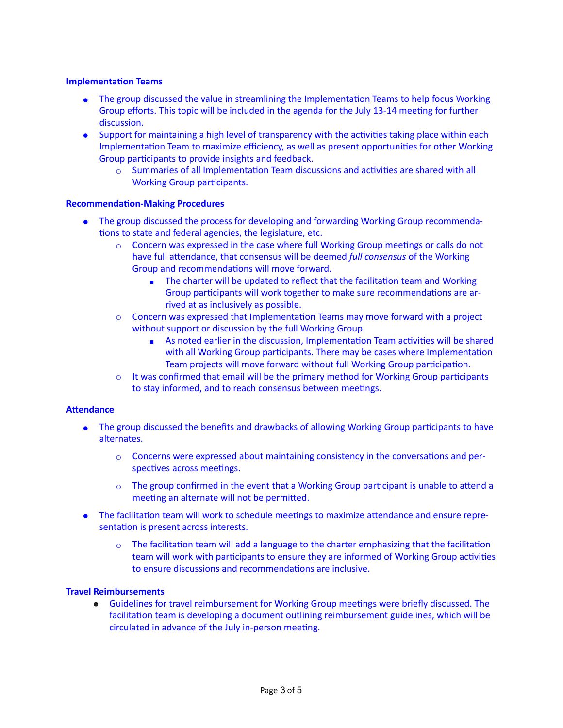**Implementation Teams**

- The group discussed the value in streamlining the Implementation Teams to help focus Working Group efforts. This topic will be included in the agenda for the July 13-14 meeting for further discussion.
- Support for maintaining a high level of transparency with the activities taking place within each Implementation Team to maximize efficiency, as well as present opportunities for other Working Group participants to provide insights and feedback.
    - Summaries of all Implementation Team discussions and activities are shared with all Working Group participants.

**Recommendation-Making Procedures**

- The group discussed the process for developing and forwarding Working Group recommendations to state and federal agencies, the legislature, etc.
    - Concern was expressed in the case where full Working Group meetings or calls do not have full attendance, that consensus will be deemed *full consensus* of the Working Group and recommendations will move forward.
        - The charter will be updated to reflect that the facilitation team and Working Group participants will work together to make sure recommendations are arrived at as inclusively as possible.
    - Concern was expressed that Implementation Teams may move forward with a project without support or discussion by the full Working Group.
        - As noted earlier in the discussion, Implementation Team activities will be shared with all Working Group participants. There may be cases where Implementation Team projects will move forward without full Working Group participation.
    - It was confirmed that email will be the primary method for Working Group participants to stay informed, and to reach consensus between meetings.

**Attendance**

- The group discussed the benefits and drawbacks of allowing Working Group participants to have alternates.
    - Concerns were expressed about maintaining consistency in the conversations and perspectives across meetings.
    - The group confirmed in the event that a Working Group participant is unable to attend a meeting an alternate will not be permitted.
- The facilitation team will work to schedule meetings to maximize attendance and ensure representation is present across interests.
    - The facilitation team will add a language to the charter emphasizing that the facilitation team will work with participants to ensure they are informed of Working Group activities to ensure discussions and recommendations are inclusive.

**Travel Reimbursements**

- Guidelines for travel reimbursement for Working Group meetings were briefly discussed. The facilitation team is developing a document outlining reimbursement guidelines, which will be circulated in advance of the July in-person meeting.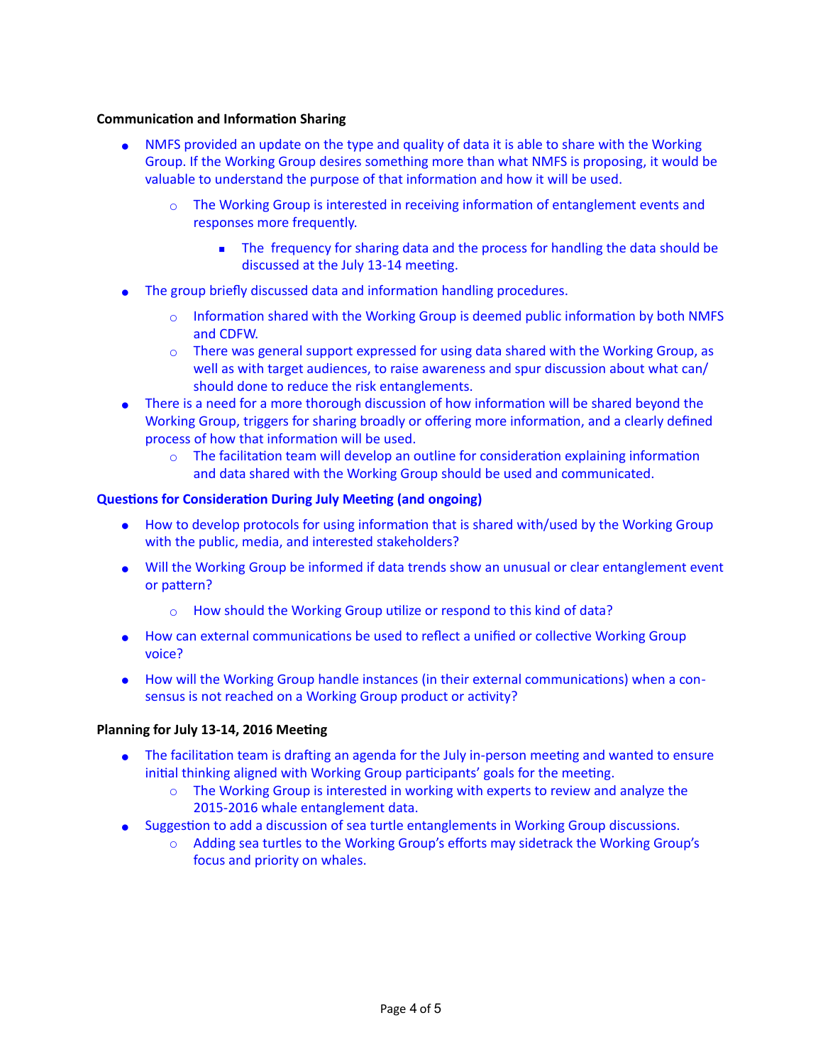**Communication and Information Sharing**

- NMFS provided an update on the type and quality of data it is able to share with the Working Group. If the Working Group desires something more than what NMFS is proposing, it would be valuable to understand the purpose of that information and how it will be used.
  - The Working Group is interested in receiving information of entanglement events and responses more frequently.
    - The frequency for sharing data and the process for handling the data should be discussed at the July 13-14 meeting.
- The group briefly discussed data and information handling procedures.
  - Information shared with the Working Group is deemed public information by both NMFS and CDFW.
  - There was general support expressed for using data shared with the Working Group, as well as with target audiences, to raise awareness and spur discussion about what can/should done to reduce the risk entanglements.
- There is a need for a more thorough discussion of how information will be shared beyond the Working Group, triggers for sharing broadly or offering more information, and a clearly defined process of how that information will be used.
  - The facilitation team will develop an outline for consideration explaining information and data shared with the Working Group should be used and communicated.

**Questions for Consideration During July Meeting (and ongoing)**

- How to develop protocols for using information that is shared with/used by the Working Group with the public, media, and interested stakeholders?
- Will the Working Group be informed if data trends show an unusual or clear entanglement event or pattern?
  - How should the Working Group utilize or respond to this kind of data?
- How can external communications be used to reflect a unified or collective Working Group voice?
- How will the Working Group handle instances (in their external communications) when a consensus is not reached on a Working Group product or activity?

**Planning for July 13-14, 2016 Meeting**

- The facilitation team is drafting an agenda for the July in-person meeting and wanted to ensure initial thinking aligned with Working Group participants' goals for the meeting.
  - The Working Group is interested in working with experts to review and analyze the 2015-2016 whale entanglement data.
- Suggestion to add a discussion of sea turtle entanglements in Working Group discussions.
  - Adding sea turtles to the Working Group's efforts may sidetrack the Working Group's focus and priority on whales.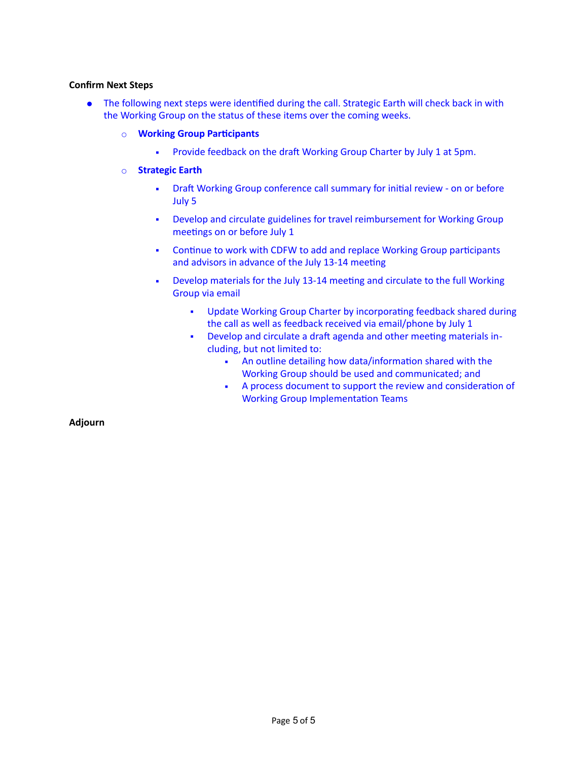**Confirm Next Steps**

- The following next steps were identified during the call. Strategic Earth will check back in with the Working Group on the status of these items over the coming weeks.
  - **Working Group Participants**
    - Provide feedback on the draft Working Group Charter by July 1 at 5pm.
  - **Strategic Earth**
    - Draft Working Group conference call summary for initial review - on or before July 5
    - Develop and circulate guidelines for travel reimbursement for Working Group meetings on or before July 1
    - Continue to work with CDFW to add and replace Working Group participants and advisors in advance of the July 13-14 meeting
    - Develop materials for the July 13-14 meeting and circulate to the full Working Group via email
      - Update Working Group Charter by incorporating feedback shared during the call as well as feedback received via email/phone by July 1
      - Develop and circulate a draft agenda and other meeting materials including, but not limited to:
        - An outline detailing how data/information shared with the Working Group should be used and communicated; and
        - A process document to support the review and consideration of Working Group Implementation Teams

**Adjourn**